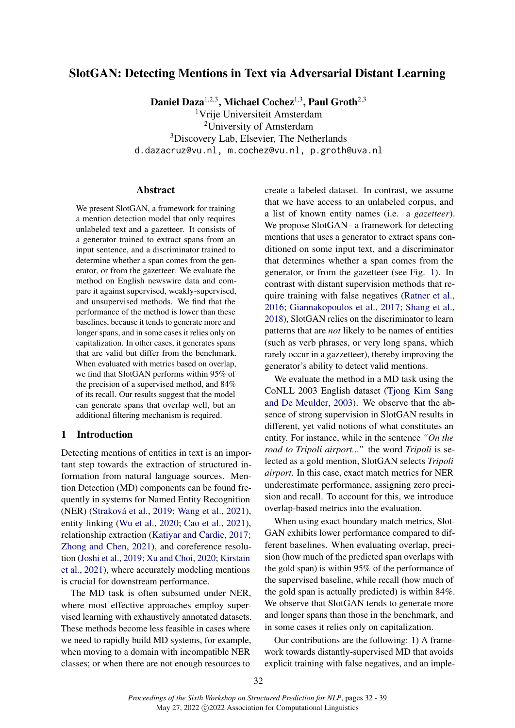# SlotGAN: Detecting Mentions in Text via Adversarial Distant Learning

**Daniel Daza**[1,2,3], **Michael Cochez**[1,3], **Paul Groth**[2,3]
[1]Vrije Universiteit Amsterdam
[2]University of Amsterdam
[3]Discovery Lab, Elsevier, The Netherlands
d.dazacruz@vu.nl, m.cochez@vu.nl, p.groth@uva.nl

## Abstract

We present SlotGAN, a framework for training a mention detection model that only requires unlabeled text and a gazetteer. It consists of a generator trained to extract spans from an input sentence, and a discriminator trained to determine whether a span comes from the generator, or from the gazetteer. We evaluate the method on English newswire data and compare it against supervised, weakly-supervised, and unsupervised methods. We find that the performance of the method is lower than these baselines, because it tends to generate more and longer spans, and in some cases it relies only on capitalization. In other cases, it generates spans that are valid but differ from the benchmark. When evaluated with metrics based on overlap, we find that SlotGAN performs within 95% of the precision of a supervised method, and 84% of its recall. Our results suggest that the model can generate spans that overlap well, but an additional filtering mechanism is required.

## 1 Introduction

Detecting mentions of entities in text is an important step towards the extraction of structured information from natural language sources. Mention Detection (MD) components can be found frequently in systems for Named Entity Recognition (NER) (Straková et al., 2019; Wang et al., 2021), entity linking (Wu et al., 2020; Cao et al., 2021), relationship extraction (Katiyar and Cardie, 2017; Zhong and Chen, 2021), and coreference resolution (Joshi et al., 2019; Xu and Choi, 2020; Kirstain et al., 2021), where accurately modeling mentions is crucial for downstream performance.

The MD task is often subsumed under NER, where most effective approaches employ supervised learning with exhaustively annotated datasets. These methods become less feasible in cases where we need to rapidly build MD systems, for example, when moving to a domain with incompatible NER classes; or when there are not enough resources to create a labeled dataset. In contrast, we assume that we have access to an unlabeled corpus, and a list of known entity names (i.e. a *gazetteer*). We propose SlotGAN– a framework for detecting mentions that uses a generator to extract spans conditioned on some input text, and a discriminator that determines whether a span comes from the generator, or from the gazetteer (see Fig. 1). In contrast with distant supervision methods that require training with false negatives (Ratner et al., 2016; Giannakopoulos et al., 2017; Shang et al., 2018), SlotGAN relies on the discriminator to learn patterns that are *not* likely to be names of entities (such as verb phrases, or very long spans, which rarely occur in a gazzetteer), thereby improving the generator's ability to detect valid mentions.

We evaluate the method in a MD task using the CoNLL 2003 English dataset (Tjong Kim Sang and De Meulder, 2003). We observe that the absence of strong supervision in SlotGAN results in different, yet valid notions of what constitutes an entity. For instance, while in the sentence *"On the road to Tripoli airport..."* the word *Tripoli* is selected as a gold mention, SlotGAN selects *Tripoli airport*. In this case, exact match metrics for NER underestimate performance, assigning zero precision and recall. To account for this, we introduce overlap-based metrics into the evaluation.

When using exact boundary match metrics, SlotGAN exhibits lower performance compared to different baselines. When evaluating overlap, precision (how much of the predicted span overlaps with the gold span) is within 95% of the performance of the supervised baseline, while recall (how much of the gold span is actually predicted) is within 84%. We observe that SlotGAN tends to generate more and longer spans than those in the benchmark, and in some cases it relies only on capitalization.

Our contributions are the following: 1) A framework towards distantly-supervised MD that avoids explicit training with false negatives, and an imple-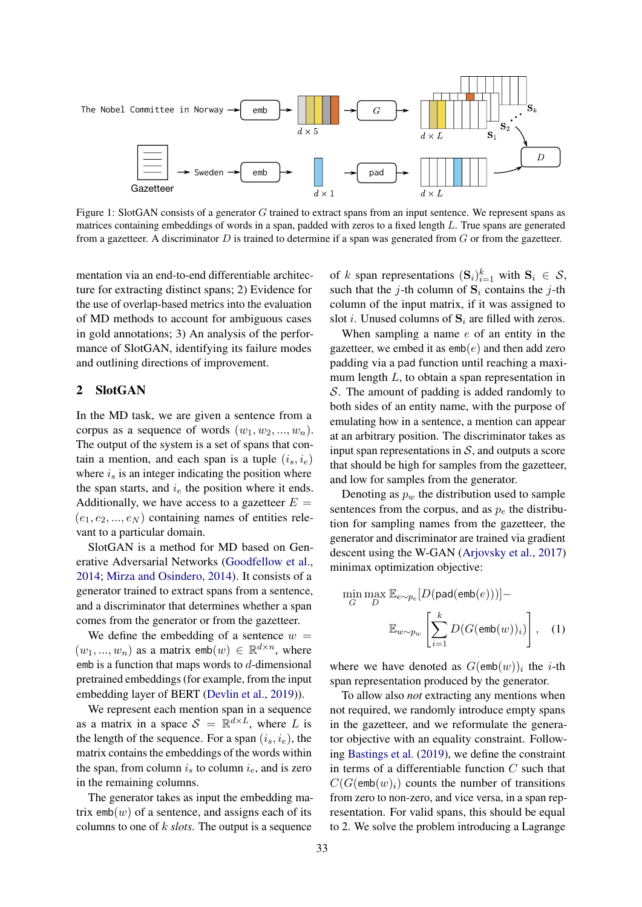Figure 1: SlotGAN consists of a generator $G$ trained to extract spans from an input sentence. We represent spans as matrices containing embeddings of words in a span, padded with zeros to a fixed length $L$. True spans are generated from a gazetteer. A discriminator $D$ is trained to determine if a span was generated from $G$ or from the gazetteer.

mentation via an end-to-end differentiable architecture for extracting distinct spans; 2) Evidence for the use of overlap-based metrics into the evaluation of MD methods to account for ambiguous cases in gold annotations; 3) An analysis of the performance of SlotGAN, identifying its failure modes and outlining directions of improvement.

## 2 SlotGAN

In the MD task, we are given a sentence from a corpus as a sequence of words $(w_1, w_2, ..., w_n)$. The output of the system is a set of spans that contain a mention, and each span is a tuple $(i_s, i_e)$ where $i_s$ is an integer indicating the position where the span starts, and $i_e$ the position where it ends. Additionally, we have access to a gazetteer $E = (e_1, e_2, ..., e_N)$ containing names of entities relevant to a particular domain.

SlotGAN is a method for MD based on Generative Adversarial Networks (Goodfellow et al., 2014; Mirza and Osindero, 2014). It consists of a generator trained to extract spans from a sentence, and a discriminator that determines whether a span comes from the generator or from the gazetteer.

We define the embedding of a sentence $w = (w_1, ..., w_n)$ as a matrix $\texttt{emb}(w) \in \mathbb{R}^{d\times n}$, where emb is a function that maps words to $d$-dimensional pretrained embeddings (for example, from the input embedding layer of BERT (Devlin et al., 2019)).

We represent each mention span in a sequence as a matrix in a space $\mathcal{S} = \mathbb{R}^{d\times L}$, where $L$ is the length of the sequence. For a span $(i_s, i_e)$, the matrix contains the embeddings of the words within the span, from column $i_s$ to column $i_e$, and is zero in the remaining columns.

The generator takes as input the embedding matrix $\texttt{emb}(w)$ of a sentence, and assigns each of its columns to one of $k$ *slots*. The output is a sequence of $k$ span representations $(\mathbf{S}_i)_{i=1}^k$ with $\mathbf{S}_i \in \mathcal{S}$, such that the $j$-th column of $\mathbf{S}_i$ contains the $j$-th column of the input matrix, if it was assigned to slot $i$. Unused columns of $\mathbf{S}_i$ are filled with zeros.

When sampling a name $e$ of an entity in the gazetteer, we embed it as $\texttt{emb}(e)$ and then add zero padding via a pad function until reaching a maximum length $L$, to obtain a span representation in $\mathcal{S}$. The amount of padding is added randomly to both sides of an entity name, with the purpose of emulating how in a sentence, a mention can appear at an arbitrary position. The discriminator takes as input span representations in $\mathcal{S}$, and outputs a score that should be high for samples from the gazetteer, and low for samples from the generator.

Denoting as $p_w$ the distribution used to sample sentences from the corpus, and as $p_e$ the distribution for sampling names from the gazetteer, the generator and discriminator are trained via gradient descent using the W-GAN (Arjovsky et al., 2017) minimax optimization objective:

$$\min_G \max_D \mathbb{E}_{e\sim p_e}[D(\texttt{pad}(\texttt{emb}(e)))] - \mathbb{E}_{w\sim p_w}\left[\sum_{i=1}^{k} D(G(\texttt{emb}(w))_i)\right], \quad (1)$$

where we have denoted as $G(\texttt{emb}(w))_i$ the $i$-th span representation produced by the generator.

To allow also *not* extracting any mentions when not required, we randomly introduce empty spans in the gazetteer, and we reformulate the generator objective with an equality constraint. Following Bastings et al. (2019), we define the constraint in terms of a differentiable function $C$ such that $C(G(\texttt{emb}(w))_i)$ counts the number of transitions from zero to non-zero, and vice versa, in a span representation. For valid spans, this should be equal to 2. We solve the problem introducing a Lagrange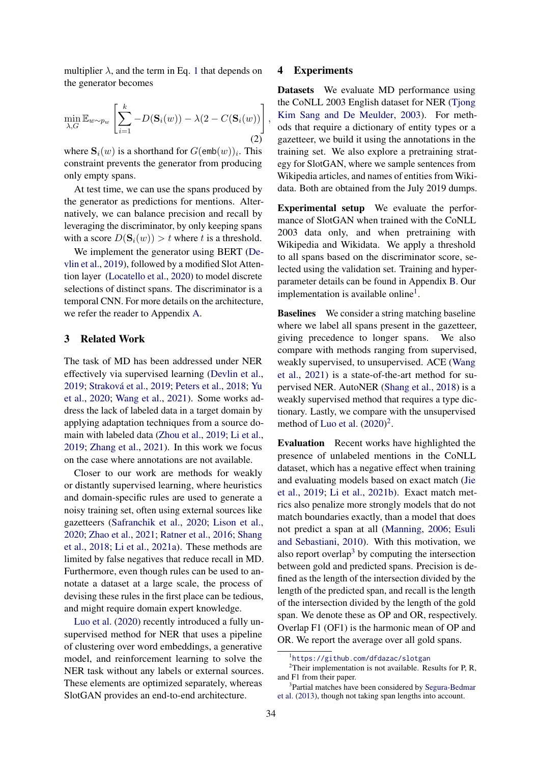multiplier $\lambda$, and the term in Eq. 1 that depends on the generator becomes

$$\min_{\lambda, G} \mathbb{E}_{w \sim p_w} \left[ \sum_{i=1}^{k} -D(\mathbf{S}_i(w)) - \lambda(2 - C(\mathbf{S}_i(w)) \right], \tag{2}$$

where $\mathbf{S}_i(w)$ is a shorthand for $G(\texttt{emb}(w))_i$. This constraint prevents the generator from producing only empty spans.

At test time, we can use the spans produced by the generator as predictions for mentions. Alternatively, we can balance precision and recall by leveraging the discriminator, by only keeping spans with a score $D(\mathbf{S}_i(w)) > t$ where $t$ is a threshold.

We implement the generator using BERT (Devlin et al., 2019), followed by a modified Slot Attention layer (Locatello et al., 2020) to model discrete selections of distinct spans. The discriminator is a temporal CNN. For more details on the architecture, we refer the reader to Appendix A.

## 3 Related Work

The task of MD has been addressed under NER effectively via supervised learning (Devlin et al., 2019; Straková et al., 2019; Peters et al., 2018; Yu et al., 2020; Wang et al., 2021). Some works address the lack of labeled data in a target domain by applying adaptation techniques from a source domain with labeled data (Zhou et al., 2019; Li et al., 2019; Zhang et al., 2021). In this work we focus on the case where annotations are not available.

Closer to our work are methods for weakly or distantly supervised learning, where heuristics and domain-specific rules are used to generate a noisy training set, often using external sources like gazetteers (Safranchik et al., 2020; Lison et al., 2020; Zhao et al., 2021; Ratner et al., 2016; Shang et al., 2018; Li et al., 2021a). These methods are limited by false negatives that reduce recall in MD. Furthermore, even though rules can be used to annotate a dataset at a large scale, the process of devising these rules in the first place can be tedious, and might require domain expert knowledge.

Luo et al. (2020) recently introduced a fully unsupervised method for NER that uses a pipeline of clustering over word embeddings, a generative model, and reinforcement learning to solve the NER task without any labels or external sources. These elements are optimized separately, whereas SlotGAN provides an end-to-end architecture.

## 4 Experiments

**Datasets** We evaluate MD performance using the CoNLL 2003 English dataset for NER (Tjong Kim Sang and De Meulder, 2003). For methods that require a dictionary of entity types or a gazetteer, we build it using the annotations in the training set. We also explore a pretraining strategy for SlotGAN, where we sample sentences from Wikipedia articles, and names of entities from Wikidata. Both are obtained from the July 2019 dumps.

**Experimental setup** We evaluate the performance of SlotGAN when trained with the CoNLL 2003 data only, and when pretraining with Wikipedia and Wikidata. We apply a threshold to all spans based on the discriminator score, selected using the validation set. Training and hyperparameter details can be found in Appendix B. Our implementation is available online[1].

**Baselines** We consider a string matching baseline where we label all spans present in the gazetteer, giving precedence to longer spans. We also compare with methods ranging from supervised, weakly supervised, to unsupervised. ACE (Wang et al., 2021) is a state-of-the-art method for supervised NER. AutoNER (Shang et al., 2018) is a weakly supervised method that requires a type dictionary. Lastly, we compare with the unsupervised method of Luo et al. (2020)[2].

**Evaluation** Recent works have highlighted the presence of unlabeled mentions in the CoNLL dataset, which has a negative effect when training and evaluating models based on exact match (Jie et al., 2019; Li et al., 2021b). Exact match metrics also penalize more strongly models that do not match boundaries exactly, than a model that does not predict a span at all (Manning, 2006; Esuli and Sebastiani, 2010). With this motivation, we also report overlap[3] by computing the intersection between gold and predicted spans. Precision is defined as the length of the intersection divided by the length of the predicted span, and recall is the length of the intersection divided by the length of the gold span. We denote these as OP and OR, respectively. Overlap F1 (OF1) is the harmonic mean of OP and OR. We report the average over all gold spans.

[1] https://github.com/dfdazac/slotgan

[2] Their implementation is not available. Results for P, R, and F1 from their paper.

[3] Partial matches have been considered by Segura-Bedmar et al. (2013), though not taking span lengths into account.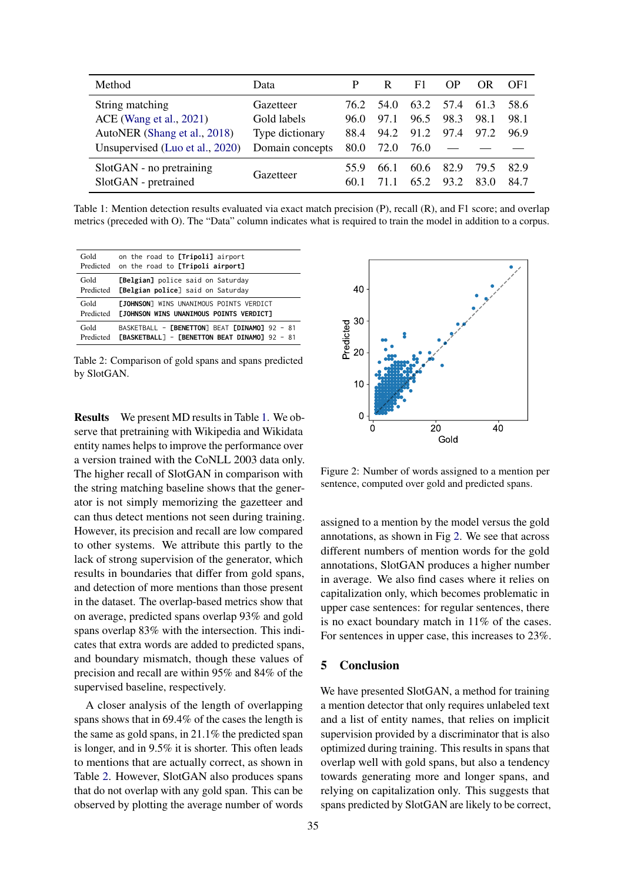| Method | Data | P | R | F1 | OP | OR | OF1 |
|---|---|---|---|---|---|---|---|
| String matching | Gazetteer | 76.2 | 54.0 | 63.2 | 57.4 | 61.3 | 58.6 |
| ACE (Wang et al., 2021) | Gold labels | 96.0 | 97.1 | 96.5 | 98.3 | 98.1 | 98.1 |
| AutoNER (Shang et al., 2018) | Type dictionary | 88.4 | 94.2 | 91.2 | 97.4 | 97.2 | 96.9 |
| Unsupervised (Luo et al., 2020) | Domain concepts | 80.0 | 72.0 | 76.0 | — | — | — |
| SlotGAN - no pretraining | Gazetteer | 55.9 | 66.1 | 60.6 | 82.9 | 79.5 | 82.9 |
| SlotGAN - pretrained | Gazetteer | 60.1 | 71.1 | 65.2 | 93.2 | 83.0 | 84.7 |

Table 1: Mention detection results evaluated via exact match precision (P), recall (R), and F1 score; and overlap metrics (preceded with O). The "Data" column indicates what is required to train the model in addition to a corpus.

| | |
|---|---|
| Gold | on the road to **[Tripoli]** airport |
| Predicted | on the road to **[Tripoli airport]** |
| Gold | **[Belgian]** police said on Saturday |
| Predicted | **[Belgian police]** said on Saturday |
| Gold | **[JOHNSON]** WINS UNANIMOUS POINTS VERDICT |
| Predicted | **[JOHNSON WINS UNANIMOUS POINTS VERDICT]** |
| Gold | BASKETBALL - **[BENETTON]** BEAT **[DINAMO]** 92 - 81 |
| Predicted | **[BASKETBALL]** - **[BENETTON BEAT DINAMO]** 92 - 81 |

Table 2: Comparison of gold spans and spans predicted by SlotGAN.

**Results** We present MD results in Table 1. We observe that pretraining with Wikipedia and Wikidata entity names helps to improve the performance over a version trained with the CoNLL 2003 data only. The higher recall of SlotGAN in comparison with the string matching baseline shows that the generator is not simply memorizing the gazetteer and can thus detect mentions not seen during training. However, its precision and recall are low compared to other systems. We attribute this partly to the lack of strong supervision of the generator, which results in boundaries that differ from gold spans, and detection of more mentions than those present in the dataset. The overlap-based metrics show that on average, predicted spans overlap 93% and gold spans overlap 83% with the intersection. This indicates that extra words are added to predicted spans, and boundary mismatch, though these values of precision and recall are within 95% and 84% of the supervised baseline, respectively.

A closer analysis of the length of overlapping spans shows that in 69.4% of the cases the length is the same as gold spans, in 21.1% the predicted span is longer, and in 9.5% it is shorter. This often leads to mentions that are actually correct, as shown in Table 2. However, SlotGAN also produces spans that do not overlap with any gold span. This can be observed by plotting the average number of words assigned to a mention by the model versus the gold annotations, as shown in Fig 2. We see that across different numbers of mention words for the gold annotations, SlotGAN produces a higher number in average. We also find cases where it relies on capitalization only, which becomes problematic in upper case sentences: for regular sentences, there is no exact boundary match in 11% of the cases. For sentences in upper case, this increases to 23%.

Figure 2: Number of words assigned to a mention per sentence, computed over gold and predicted spans.

## 5 Conclusion

We have presented SlotGAN, a method for training a mention detector that only requires unlabeled text and a list of entity names, that relies on implicit supervision provided by a discriminator that is also optimized during training. This results in spans that overlap well with gold spans, but also a tendency towards generating more and longer spans, and relying on capitalization only. This suggests that spans predicted by SlotGAN are likely to be correct,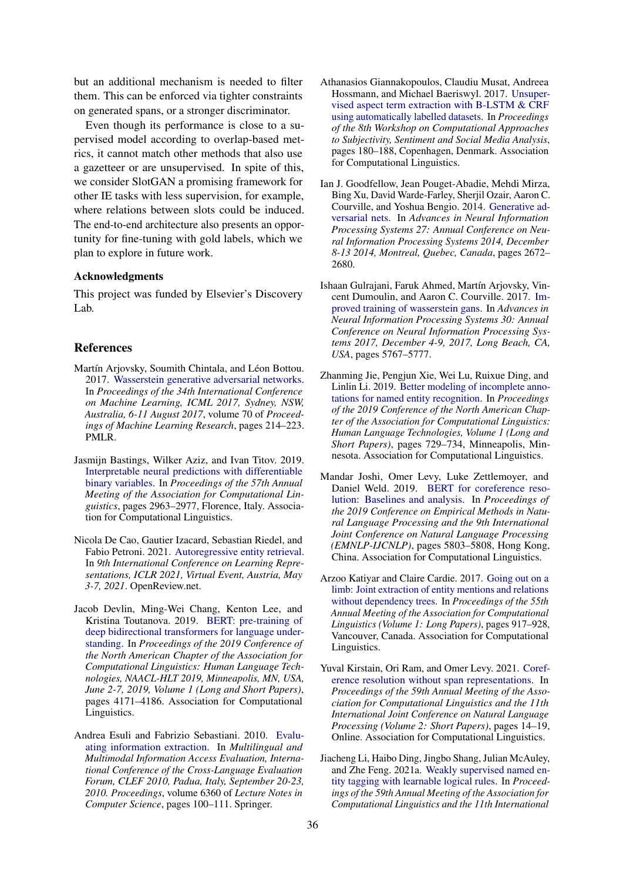but an additional mechanism is needed to filter them. This can be enforced via tighter constraints on generated spans, or a stronger discriminator.

Even though its performance is close to a supervised model according to overlap-based metrics, it cannot match other methods that also use a gazetteer or are unsupervised. In spite of this, we consider SlotGAN a promising framework for other IE tasks with less supervision, for example, where relations between slots could be induced. The end-to-end architecture also presents an opportunity for fine-tuning with gold labels, which we plan to explore in future work.

## Acknowledgments

This project was funded by Elsevier's Discovery Lab.

## References

Martín Arjovsky, Soumith Chintala, and Léon Bottou. 2017. Wasserstein generative adversarial networks. In *Proceedings of the 34th International Conference on Machine Learning, ICML 2017, Sydney, NSW, Australia, 6-11 August 2017*, volume 70 of *Proceedings of Machine Learning Research*, pages 214–223. PMLR.

Jasmijn Bastings, Wilker Aziz, and Ivan Titov. 2019. Interpretable neural predictions with differentiable binary variables. In *Proceedings of the 57th Annual Meeting of the Association for Computational Linguistics*, pages 2963–2977, Florence, Italy. Association for Computational Linguistics.

Nicola De Cao, Gautier Izacard, Sebastian Riedel, and Fabio Petroni. 2021. Autoregressive entity retrieval. In *9th International Conference on Learning Representations, ICLR 2021, Virtual Event, Austria, May 3-7, 2021*. OpenReview.net.

Jacob Devlin, Ming-Wei Chang, Kenton Lee, and Kristina Toutanova. 2019. BERT: pre-training of deep bidirectional transformers for language understanding. In *Proceedings of the 2019 Conference of the North American Chapter of the Association for Computational Linguistics: Human Language Technologies, NAACL-HLT 2019, Minneapolis, MN, USA, June 2-7, 2019, Volume 1 (Long and Short Papers)*, pages 4171–4186. Association for Computational Linguistics.

Andrea Esuli and Fabrizio Sebastiani. 2010. Evaluating information extraction. In *Multilingual and Multimodal Information Access Evaluation, International Conference of the Cross-Language Evaluation Forum, CLEF 2010, Padua, Italy, September 20-23, 2010. Proceedings*, volume 6360 of *Lecture Notes in Computer Science*, pages 100–111. Springer.

Athanasios Giannakopoulos, Claudiu Musat, Andreea Hossmann, and Michael Baeriswyl. 2017. Unsupervised aspect term extraction with B-LSTM & CRF using automatically labelled datasets. In *Proceedings of the 8th Workshop on Computational Approaches to Subjectivity, Sentiment and Social Media Analysis*, pages 180–188, Copenhagen, Denmark. Association for Computational Linguistics.

Ian J. Goodfellow, Jean Pouget-Abadie, Mehdi Mirza, Bing Xu, David Warde-Farley, Sherjil Ozair, Aaron C. Courville, and Yoshua Bengio. 2014. Generative adversarial nets. In *Advances in Neural Information Processing Systems 27: Annual Conference on Neural Information Processing Systems 2014, December 8-13 2014, Montreal, Quebec, Canada*, pages 2672–2680.

Ishaan Gulrajani, Faruk Ahmed, Martín Arjovsky, Vincent Dumoulin, and Aaron C. Courville. 2017. Improved training of wasserstein gans. In *Advances in Neural Information Processing Systems 30: Annual Conference on Neural Information Processing Systems 2017, December 4-9, 2017, Long Beach, CA, USA*, pages 5767–5777.

Zhanming Jie, Pengjun Xie, Wei Lu, Ruixue Ding, and Linlin Li. 2019. Better modeling of incomplete annotations for named entity recognition. In *Proceedings of the 2019 Conference of the North American Chapter of the Association for Computational Linguistics: Human Language Technologies, Volume 1 (Long and Short Papers)*, pages 729–734, Minneapolis, Minnesota. Association for Computational Linguistics.

Mandar Joshi, Omer Levy, Luke Zettlemoyer, and Daniel Weld. 2019. BERT for coreference resolution: Baselines and analysis. In *Proceedings of the 2019 Conference on Empirical Methods in Natural Language Processing and the 9th International Joint Conference on Natural Language Processing (EMNLP-IJCNLP)*, pages 5803–5808, Hong Kong, China. Association for Computational Linguistics.

Arzoo Katiyar and Claire Cardie. 2017. Going out on a limb: Joint extraction of entity mentions and relations without dependency trees. In *Proceedings of the 55th Annual Meeting of the Association for Computational Linguistics (Volume 1: Long Papers)*, pages 917–928, Vancouver, Canada. Association for Computational Linguistics.

Yuval Kirstain, Ori Ram, and Omer Levy. 2021. Coreference resolution without span representations. In *Proceedings of the 59th Annual Meeting of the Association for Computational Linguistics and the 11th International Joint Conference on Natural Language Processing (Volume 2: Short Papers)*, pages 14–19, Online. Association for Computational Linguistics.

Jiacheng Li, Haibo Ding, Jingbo Shang, Julian McAuley, and Zhe Feng. 2021a. Weakly supervised named entity tagging with learnable logical rules. In *Proceedings of the 59th Annual Meeting of the Association for Computational Linguistics and the 11th International*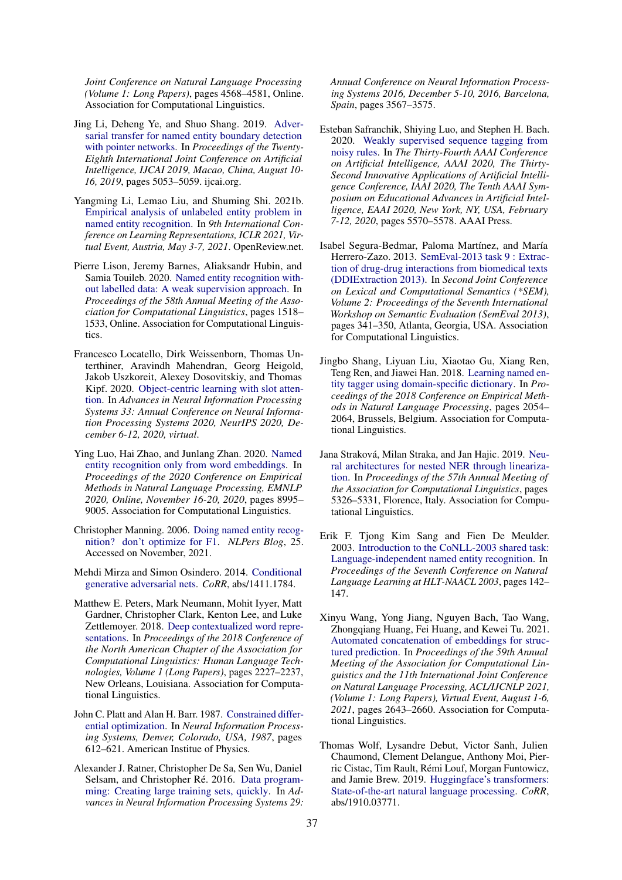Joint Conference on Natural Language Processing (Volume 1: Long Papers), pages 4568–4581, Online. Association for Computational Linguistics.

Jing Li, Deheng Ye, and Shuo Shang. 2019. Adversarial transfer for named entity boundary detection with pointer networks. In *Proceedings of the Twenty-Eighth International Joint Conference on Artificial Intelligence, IJCAI 2019, Macao, China, August 10-16, 2019*, pages 5053–5059. ijcai.org.

Yangming Li, Lemao Liu, and Shuming Shi. 2021b. Empirical analysis of unlabeled entity problem in named entity recognition. In *9th International Conference on Learning Representations, ICLR 2021, Virtual Event, Austria, May 3-7, 2021*. OpenReview.net.

Pierre Lison, Jeremy Barnes, Aliaksandr Hubin, and Samia Touileb. 2020. Named entity recognition without labelled data: A weak supervision approach. In *Proceedings of the 58th Annual Meeting of the Association for Computational Linguistics*, pages 1518–1533, Online. Association for Computational Linguistics.

Francesco Locatello, Dirk Weissenborn, Thomas Unterthiner, Aravindh Mahendran, Georg Heigold, Jakob Uszkoreit, Alexey Dosovitskiy, and Thomas Kipf. 2020. Object-centric learning with slot attention. In *Advances in Neural Information Processing Systems 33: Annual Conference on Neural Information Processing Systems 2020, NeurIPS 2020, December 6-12, 2020, virtual*.

Ying Luo, Hai Zhao, and Junlang Zhan. 2020. Named entity recognition only from word embeddings. In *Proceedings of the 2020 Conference on Empirical Methods in Natural Language Processing, EMNLP 2020, Online, November 16-20, 2020*, pages 8995–9005. Association for Computational Linguistics.

Christopher Manning. 2006. Doing named entity recognition? don't optimize for F1. *NLPers Blog*, 25. Accessed on November, 2021.

Mehdi Mirza and Simon Osindero. 2014. Conditional generative adversarial nets. *CoRR*, abs/1411.1784.

Matthew E. Peters, Mark Neumann, Mohit Iyyer, Matt Gardner, Christopher Clark, Kenton Lee, and Luke Zettlemoyer. 2018. Deep contextualized word representations. In *Proceedings of the 2018 Conference of the North American Chapter of the Association for Computational Linguistics: Human Language Technologies, Volume 1 (Long Papers)*, pages 2227–2237, New Orleans, Louisiana. Association for Computational Linguistics.

John C. Platt and Alan H. Barr. 1987. Constrained differential optimization. In *Neural Information Processing Systems, Denver, Colorado, USA, 1987*, pages 612–621. American Institute of Physics.

Alexander J. Ratner, Christopher De Sa, Sen Wu, Daniel Selsam, and Christopher Ré. 2016. Data programming: Creating large training sets, quickly. In *Advances in Neural Information Processing Systems 29: Annual Conference on Neural Information Processing Systems 2016, December 5-10, 2016, Barcelona, Spain*, pages 3567–3575.

Esteban Safranchik, Shiying Luo, and Stephen H. Bach. 2020. Weakly supervised sequence tagging from noisy rules. In *The Thirty-Fourth AAAI Conference on Artificial Intelligence, AAAI 2020, The Thirty-Second Innovative Applications of Artificial Intelligence Conference, IAAI 2020, The Tenth AAAI Symposium on Educational Advances in Artificial Intelligence, EAAI 2020, New York, NY, USA, February 7-12, 2020*, pages 5570–5578. AAAI Press.

Isabel Segura-Bedmar, Paloma Martínez, and María Herrero-Zazo. 2013. SemEval-2013 task 9 : Extraction of drug-drug interactions from biomedical texts (DDIExtraction 2013). In *Second Joint Conference on Lexical and Computational Semantics (*SEM), Volume 2: Proceedings of the Seventh International Workshop on Semantic Evaluation (SemEval 2013)*, pages 341–350, Atlanta, Georgia, USA. Association for Computational Linguistics.

Jingbo Shang, Liyuan Liu, Xiaotao Gu, Xiang Ren, Teng Ren, and Jiawei Han. 2018. Learning named entity tagger using domain-specific dictionary. In *Proceedings of the 2018 Conference on Empirical Methods in Natural Language Processing*, pages 2054–2064, Brussels, Belgium. Association for Computational Linguistics.

Jana Straková, Milan Straka, and Jan Hajic. 2019. Neural architectures for nested NER through linearization. In *Proceedings of the 57th Annual Meeting of the Association for Computational Linguistics*, pages 5326–5331, Florence, Italy. Association for Computational Linguistics.

Erik F. Tjong Kim Sang and Fien De Meulder. 2003. Introduction to the CoNLL-2003 shared task: Language-independent named entity recognition. In *Proceedings of the Seventh Conference on Natural Language Learning at HLT-NAACL 2003*, pages 142–147.

Xinyu Wang, Yong Jiang, Nguyen Bach, Tao Wang, Zhongqiang Huang, Fei Huang, and Kewei Tu. 2021. Automated concatenation of embeddings for structured prediction. In *Proceedings of the 59th Annual Meeting of the Association for Computational Linguistics and the 11th International Joint Conference on Natural Language Processing, ACL/IJCNLP 2021, (Volume 1: Long Papers), Virtual Event, August 1-6, 2021*, pages 2643–2660. Association for Computational Linguistics.

Thomas Wolf, Lysandre Debut, Victor Sanh, Julien Chaumond, Clement Delangue, Anthony Moi, Pierric Cistac, Tim Rault, Rémi Louf, Morgan Funtowicz, and Jamie Brew. 2019. Huggingface's transformers: State-of-the-art natural language processing. *CoRR*, abs/1910.03771.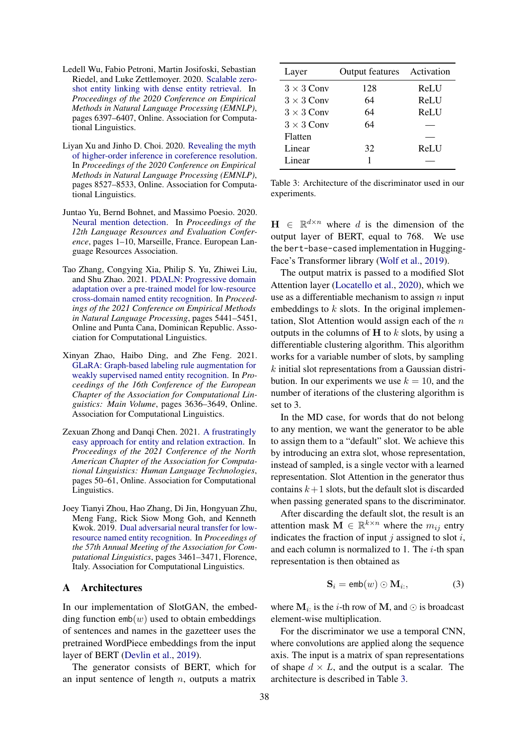Ledell Wu, Fabio Petroni, Martin Josifoski, Sebastian Riedel, and Luke Zettlemoyer. 2020. Scalable zero-shot entity linking with dense entity retrieval. In *Proceedings of the 2020 Conference on Empirical Methods in Natural Language Processing (EMNLP)*, pages 6397–6407, Online. Association for Computational Linguistics.

Liyan Xu and Jinho D. Choi. 2020. Revealing the myth of higher-order inference in coreference resolution. In *Proceedings of the 2020 Conference on Empirical Methods in Natural Language Processing (EMNLP)*, pages 8527–8533, Online. Association for Computational Linguistics.

Juntao Yu, Bernd Bohnet, and Massimo Poesio. 2020. Neural mention detection. In *Proceedings of the 12th Language Resources and Evaluation Conference*, pages 1–10, Marseille, France. European Language Resources Association.

Tao Zhang, Congying Xia, Philip S. Yu, Zhiwei Liu, and Shu Zhao. 2021. PDALN: Progressive domain adaptation over a pre-trained model for low-resource cross-domain named entity recognition. In *Proceedings of the 2021 Conference on Empirical Methods in Natural Language Processing*, pages 5441–5451, Online and Punta Cana, Dominican Republic. Association for Computational Linguistics.

Xinyan Zhao, Haibo Ding, and Zhe Feng. 2021. GLaRA: Graph-based labeling rule augmentation for weakly supervised named entity recognition. In *Proceedings of the 16th Conference of the European Chapter of the Association for Computational Linguistics: Main Volume*, pages 3636–3649, Online. Association for Computational Linguistics.

Zexuan Zhong and Danqi Chen. 2021. A frustratingly easy approach for entity and relation extraction. In *Proceedings of the 2021 Conference of the North American Chapter of the Association for Computational Linguistics: Human Language Technologies*, pages 50–61, Online. Association for Computational Linguistics.

Joey Tianyi Zhou, Hao Zhang, Di Jin, Hongyuan Zhu, Meng Fang, Rick Siow Mong Goh, and Kenneth Kwok. 2019. Dual adversarial neural transfer for low-resource named entity recognition. In *Proceedings of the 57th Annual Meeting of the Association for Computational Linguistics*, pages 3461–3471, Florence, Italy. Association for Computational Linguistics.

# A Architectures

In our implementation of SlotGAN, the embedding function $\texttt{emb}(w)$ used to obtain embeddings of sentences and names in the gazetteer uses the pretrained WordPiece embeddings from the input layer of BERT (Devlin et al., 2019).

The generator consists of BERT, which for an input sentence of length $n$, outputs a matrix $\mathbf{H} \in \mathbb{R}^{d \times n}$ where $d$ is the dimension of the output layer of BERT, equal to 768. We use the `bert-base-cased` implementation in HuggingFace's Transformer library (Wolf et al., 2019).

The output matrix is passed to a modified Slot Attention layer (Locatello et al., 2020), which we use as a differentiable mechanism to assign $n$ input embeddings to $k$ slots. In the original implementation, Slot Attention would assign each of the $n$ outputs in the columns of $\mathbf{H}$ to $k$ slots, by using a differentiable clustering algorithm. This algorithm works for a variable number of slots, by sampling $k$ initial slot representations from a Gaussian distribution. In our experiments we use $k = 10$, and the number of iterations of the clustering algorithm is set to 3.

In the MD case, for words that do not belong to any mention, we want the generator to be able to assign them to a "default" slot. We achieve this by introducing an extra slot, whose representation, instead of sampled, is a single vector with a learned representation. Slot Attention in the generator thus contains $k+1$ slots, but the default slot is discarded when passing generated spans to the discriminator.

After discarding the default slot, the result is an attention mask $\mathbf{M} \in \mathbb{R}^{k \times n}$ where the $m_{ij}$ entry indicates the fraction of input $j$ assigned to slot $i$, and each column is normalized to 1. The $i$-th span representation is then obtained as

$$\mathbf{S}_i = \texttt{emb}(w) \odot \mathbf{M}_{i:}, \tag{3}$$

where $\mathbf{M}_{i:}$ is the $i$-th row of $\mathbf{M}$, and $\odot$ is broadcast element-wise multiplication.

For the discriminator we use a temporal CNN, where convolutions are applied along the sequence axis. The input is a matrix of span representations of shape $d \times L$, and the output is a scalar. The architecture is described in Table 3.

| Layer | Output features | Activation |
|---|---|---|
| $3 \times 3$ Conv | 128 | ReLU |
| $3 \times 3$ Conv | 64 | ReLU |
| $3 \times 3$ Conv | 64 | ReLU |
| $3 \times 3$ Conv | 64 | — |
| Flatten | | — |
| Linear | 32 | ReLU |
| Linear | 1 | — |

Table 3: Architecture of the discriminator used in our experiments.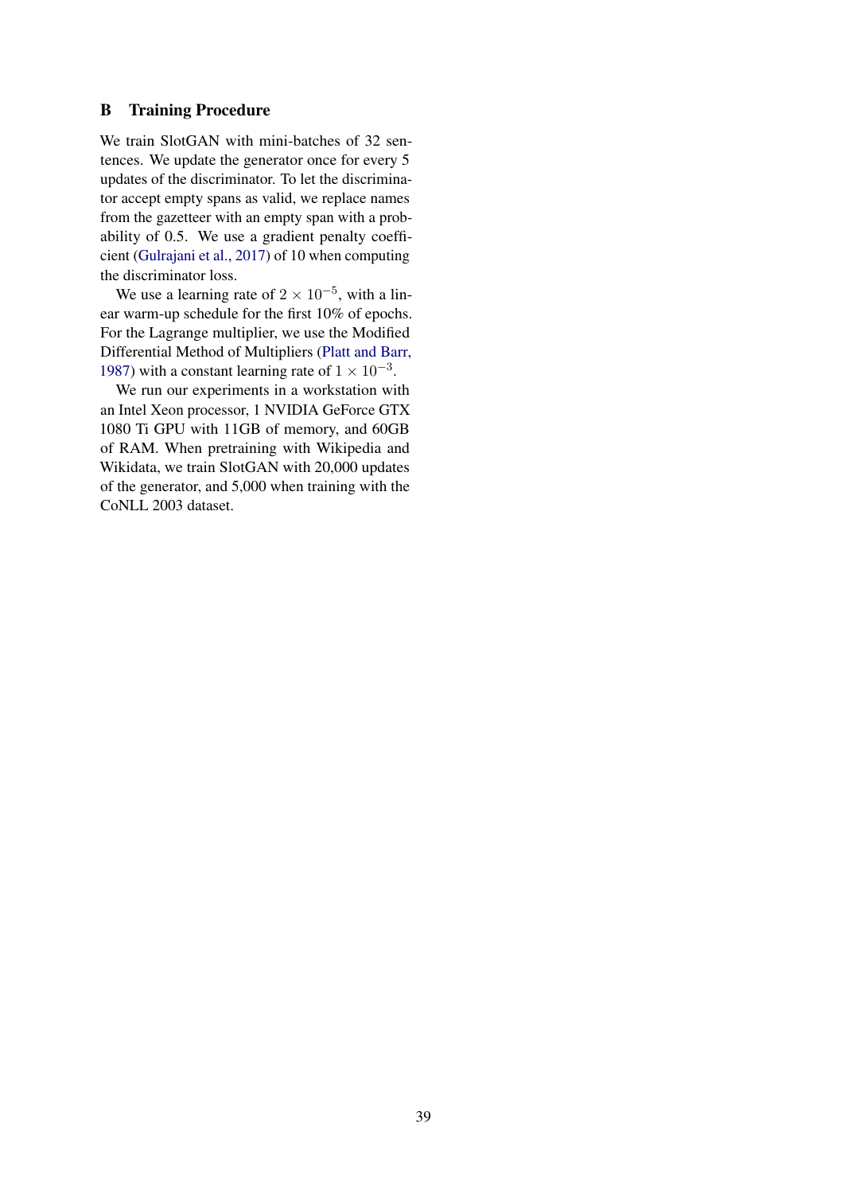## B Training Procedure

We train SlotGAN with mini-batches of 32 sentences. We update the generator once for every 5 updates of the discriminator. To let the discriminator accept empty spans as valid, we replace names from the gazetteer with an empty span with a probability of 0.5. We use a gradient penalty coefficient (Gulrajani et al., 2017) of 10 when computing the discriminator loss.

We use a learning rate of $2 \times 10^{-5}$, with a linear warm-up schedule for the first 10% of epochs. For the Lagrange multiplier, we use the Modified Differential Method of Multipliers (Platt and Barr, 1987) with a constant learning rate of $1 \times 10^{-3}$.

We run our experiments in a workstation with an Intel Xeon processor, 1 NVIDIA GeForce GTX 1080 Ti GPU with 11GB of memory, and 60GB of RAM. When pretraining with Wikipedia and Wikidata, we train SlotGAN with 20,000 updates of the generator, and 5,000 when training with the CoNLL 2003 dataset.